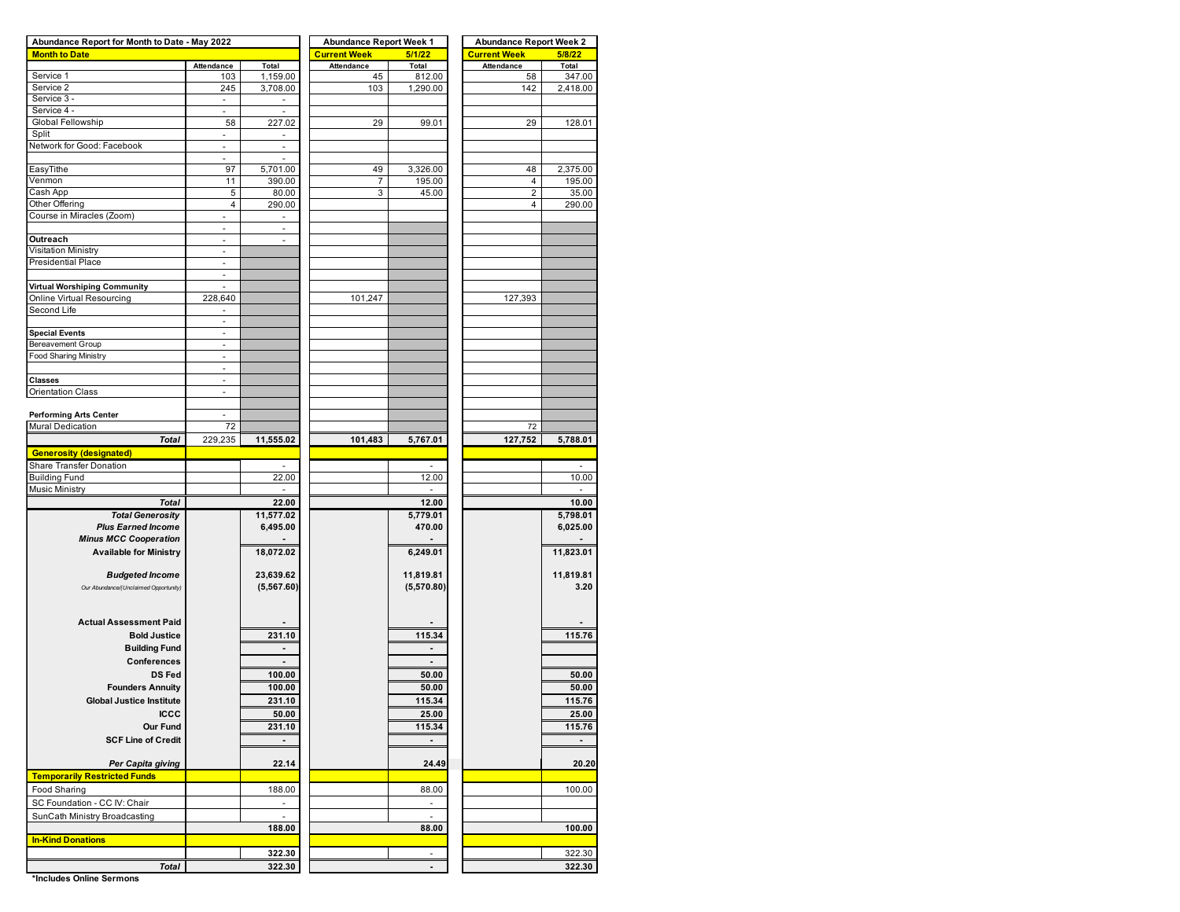| Abundance Report for Month to Date - May 2022 | | | Abundance Report Week 1 | | Abundance Report Week 2 | |
|---|---|---|---|---|---|---|
| **Month to Date** | | | **Current Week** | **5/1/22** | **Current Week** | **5/8/22** |
| | Attendance | Total | Attendance | Total | Attendance | Total |
| Service 1 | 103 | 1,159.00 | 45 | 812.00 | 58 | 347.00 |
| Service 2 | 245 | 3,708.00 | 103 | 1,290.00 | 142 | 2,418.00 |
| Service 3 - | - | - | | | | |
| Service 4 - | - | - | | | | |
| Global Fellowship | 58 | 227.02 | 29 | 99.01 | 29 | 128.01 |
| Split | - | - | | | | |
| Network for Good: Facebook | - | - | | | | |
| | - | - | | | | |
| EasyTithe | 97 | 5,701.00 | 49 | 3,326.00 | 48 | 2,375.00 |
| Venmon | 11 | 390.00 | 7 | 195.00 | 4 | 195.00 |
| Cash App | 5 | 80.00 | 3 | 45.00 | 2 | 35.00 |
| Other Offering | 4 | 290.00 | | | 4 | 290.00 |
| Course in Miracles (Zoom) | - | - | | | | |
| | - | - | | | | |
| **Outreach** | - | - | | | | |
| Visitation Ministry | - | | | | | |
| Presidential Place | - | | | | | |
| | - | | | | | |
| **Virtual Worshiping Community** | - | | | | | |
| Online Virtual Resourcing | 228,640 | | 101,247 | | 127,393 | |
| Second Life | - | | | | | |
| | - | | | | | |
| **Special Events** | - | | | | | |
| Bereavement Group | - | | | | | |
| Food Sharing Ministry | - | | | | | |
| | - | | | | | |
| **Classes** | - | | | | | |
| Orientation Class | - | | | | | |
| | | | | | | |
| **Performing Arts Center** | - | | | | | |
| Mural Dedication | 72 | | | | 72 | |
| ***Total*** | 229,235 | **11,555.02** | **101,483** | **5,767.01** | **127,752** | **5,788.01** |
| **Generosity (designated)** | | | | | | |
| Share Transfer Donation | | - | | - | | - |
| Building Fund | | 22.00 | | 12.00 | | 10.00 |
| Music Ministry | | - | | - | | - |
| ***Total*** | | **22.00** | | **12.00** | | **10.00** |
| ***Total Generosity*** | | **11,577.02** | | **5,779.01** | | **5,798.01** |
| ***Plus Earned Income*** | | **6,495.00** | | **470.00** | | **6,025.00** |
| ***Minus MCC Cooperation*** | | **-** | | **-** | | **-** |
| **Available for Ministry** | | **18,072.02** | | **6,249.01** | | **11,823.01** |
| ***Budgeted Income*** | | **23,639.62** | | **11,819.81** | | **11,819.81** |
| *Our Abundance/(Unclaimed Opportunity)* | | **(5,567.60)** | | **(5,570.80)** | | **3.20** |
| **Actual Assessment Paid** | | **-** | | **-** | | **-** |
| **Bold Justice** | | **231.10** | | **115.34** | | **115.76** |
| **Building Fund** | | **-** | | **-** | | |
| **Conferences** | | **-** | | **-** | | |
| **DS Fed** | | **100.00** | | **50.00** | | **50.00** |
| **Founders Annuity** | | **100.00** | | **50.00** | | **50.00** |
| **Global Justice Institute** | | **231.10** | | **115.34** | | **115.76** |
| **ICCC** | | **50.00** | | **25.00** | | **25.00** |
| **Our Fund** | | **231.10** | | **115.34** | | **115.76** |
| **SCF Line of Credit** | | **-** | | **-** | | **-** |
| ***Per Capita giving*** | | **22.14** | | **24.49** | | **20.20** |
| **Temporarily Restricted Funds** | | | | | | |
| Food Sharing | | 188.00 | | 88.00 | | 100.00 |
| SC Foundation - CC IV: Chair | | - | | - | | |
| SunCath Ministry Broadcasting | | - | | - | | |
| | | **188.00** | | **88.00** | | **100.00** |
| **In-Kind Donations** | | | | | | |
| | | 322.30 | | - | | 322.30 |
| ***Total*** | | **322.30** | | **-** | | **322.30** |

**\*Includes Online Sermons**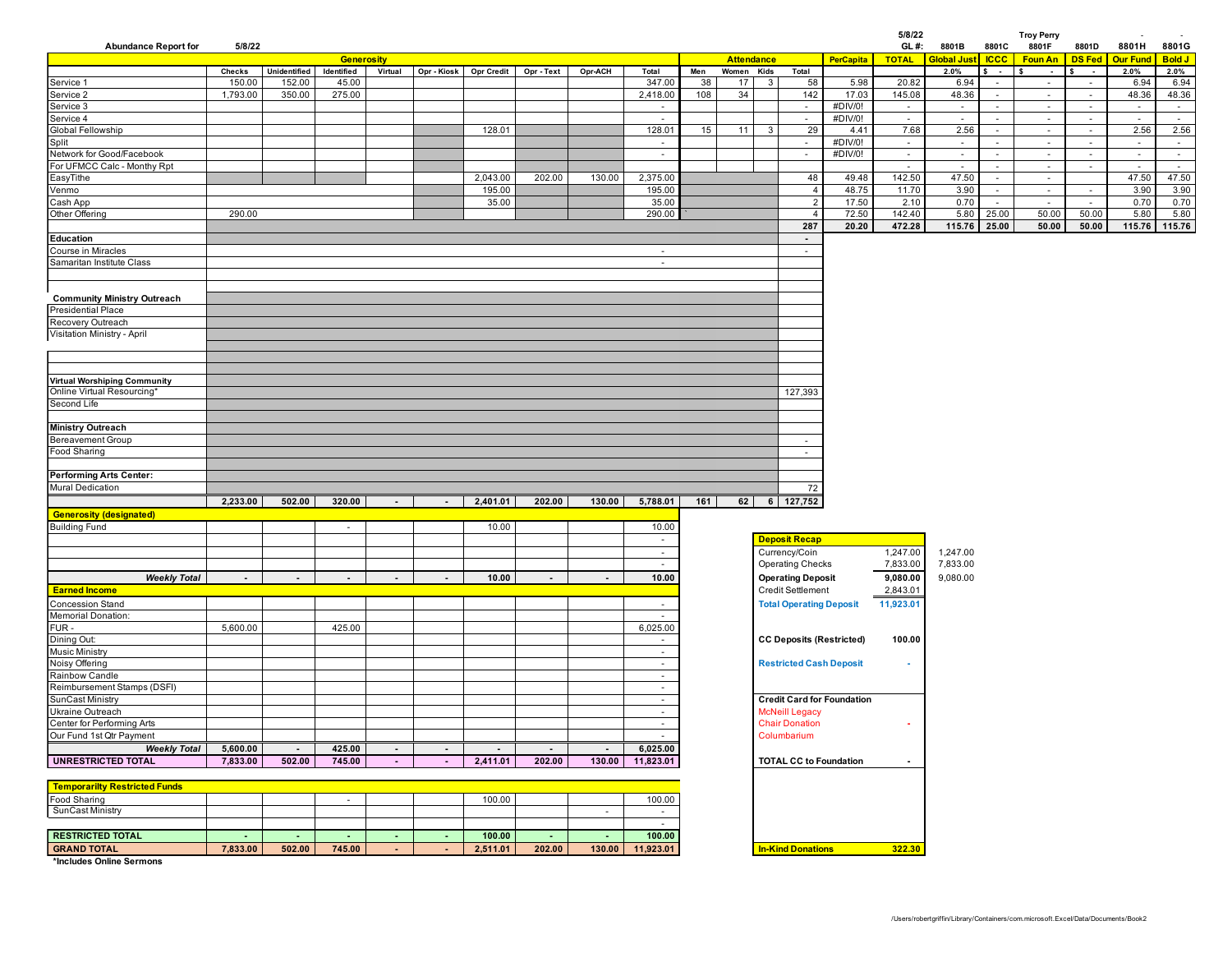**Abundance Report for** 5/8/22

| | Checks | Unidentified | Identified | Virtual | Opr - Kiosk | Opr Credit | Opr - Text | Opr-ACH | Total | Men | Women | Kids | Total | PerCapita | TOTAL | Global Just | ICCC | Foun An | DS Fed | Our Fund | Bold J |
|---|---|---|---|---|---|---|---|---|---|---|---|---|---|---|---|---|---|---|---|---|---|
| | **Generosity** | | | | | | | | | **Attendance** | | | | | GL #: | 8801B | 8801C | 8801F | 8801D | 8801H | 8801G |
| | | | | | | | | | | | | | | | 5/8/22 | 2.0% | $ - | $ - | $ - | 2.0% | 2.0% |
| | | | | | | | | | | | | | | | | | | Troy Perry | | - | - |
| Service 1 | 150.00 | 152.00 | 45.00 | | | | | | 347.00 | 38 | 17 | 3 | 58 | 5.98 | 20.82 | 6.94 | - | - | - | 6.94 | 6.94 |
| Service 2 | 1,793.00 | 350.00 | 275.00 | | | | | | 2,418.00 | 108 | 34 | | 142 | 17.03 | 145.08 | 48.36 | - | - | - | 48.36 | 48.36 |
| Service 3 | | | | | | | | | - | | | | - | #DIV/0! | - | - | - | - | - | - | - |
| Service 4 | | | | | | | | | - | | | | - | #DIV/0! | - | - | - | - | - | - | - |
| Global Fellowship | | | | | | 128.01 | | | 128.01 | 15 | 11 | 3 | 29 | 4.41 | 7.68 | 2.56 | - | - | - | 2.56 | 2.56 |
| Split | | | | | | | | | - | | | | - | #DIV/0! | - | - | - | - | - | - | - |
| Network for Good/Facebook | | | | | | | | | - | | | | - | #DIV/0! | - | - | - | - | - | - | - |
| For UFMCC Calc - Monthy Rpt | | | | | | | | | | | | | | | - | - | - | - | - | - | - |
| EasyTithe | | | | | | 2,043.00 | 202.00 | 130.00 | 2,375.00 | | | | 48 | 49.48 | 142.50 | 47.50 | - | - | | 47.50 | 47.50 |
| Venmo | | | | | | 195.00 | | | 195.00 | | | | 4 | 48.75 | 11.70 | 3.90 | - | - | - | 3.90 | 3.90 |
| Cash App | | | | | | 35.00 | | | 35.00 | | | | 2 | 17.50 | 2.10 | 0.70 | - | - | - | 0.70 | 0.70 |
| Other Offering | 290.00 | | | | | | | | 290.00 | | | | 4 | 72.50 | 142.40 | 5.80 | 25.00 | 50.00 | 50.00 | 5.80 | 5.80 |
| | | | | | | | | | | | | | **287** | **20.20** | **472.28** | **115.76** | **25.00** | **50.00** | **50.00** | **115.76** | **115.76** |
| **Education** | | | | | | | | | | | | | - | | | | | | | | |
| Course in Miracles | | | | | | | | | - | | | | - | | | | | | | | |
| Samaritan Institute Class | | | | | | | | | - | | | | | | | | | | | | |
| **Community Ministry Outreach** | | | | | | | | | | | | | | | | | | | | | |
| Presidential Place | | | | | | | | | | | | | | | | | | | | | |
| Recovery Outreach | | | | | | | | | | | | | | | | | | | | | |
| Visitation Ministry - April | | | | | | | | | | | | | | | | | | | | | |
| **Virtual Worshiping Community** | | | | | | | | | | | | | | | | | | | | | |
| Online Virtual Resourcing* | | | | | | | | | | | | | 127,393 | | | | | | | | |
| Second Life | | | | | | | | | | | | | | | | | | | | | |
| **Ministry Outreach** | | | | | | | | | | | | | | | | | | | | | |
| Bereavement Group | | | | | | | | | | | | | - | | | | | | | | |
| Food Sharing | | | | | | | | | | | | | - | | | | | | | | |
| **Performing Arts Center:** | | | | | | | | | | | | | | | | | | | | | |
| Mural Dedication | | | | | | | | | | | | | 72 | | | | | | | | |
| | **2,233.00** | **502.00** | **320.00** | **-** | **-** | **2,401.01** | **202.00** | **130.00** | **5,788.01** | **161** | **62** | **6** | **127,752** | | | | | | | | |

| | Checks | Unidentified | Identified | Virtual | Opr - Kiosk | Opr Credit | Opr - Text | Opr-ACH | Total |
|---|---|---|---|---|---|---|---|---|---|
| **Generosity (designated)** | | | | | | | | | |
| Building Fund | | | - | | | 10.00 | | | 10.00 |
| | | | | | | | | | - |
| | | | | | | | | | - |
| ***Weekly Total*** | **-** | **-** | **-** | **-** | **-** | **10.00** | **-** | **-** | **10.00** |
| **Earned Income** | | | | | | | | | |
| Concession Stand | | | | | | | | | - |
| Memorial Donation: | | | | | | | | | - |
| FUR - | 5,600.00 | | 425.00 | | | | | | 6,025.00 |
| Dining Out: | | | | | | | | | - |
| Music Ministry | | | | | | | | | - |
| Noisy Offering | | | | | | | | | - |
| Rainbow Candle | | | | | | | | | - |
| Reimbursement Stamps (DSFI) | | | | | | | | | - |
| SunCast Ministry | | | | | | | | | - |
| Ukraine Outreach | | | | | | | | | - |
| Center for Performing Arts | | | | | | | | | - |
| Our Fund 1st Qtr Payment | | | | | | | | | - |
| ***Weekly Total*** | **5,600.00** | **-** | **425.00** | **-** | **-** | **-** | **-** | **-** | **6,025.00** |
| **UNRESTRICTED TOTAL** | **7,833.00** | **502.00** | **745.00** | **-** | **-** | **2,411.01** | **202.00** | **130.00** | **11,823.01** |
| **Temporarilty Restricted Funds** | | | | | | | | | |
| Food Sharing | | | - | | | 100.00 | | | 100.00 |
| SunCast Ministry | | | | | | | | - | - |
| | | | | | | | | | - |
| **RESTRICTED TOTAL** | **-** | **-** | **-** | **-** | **-** | **100.00** | **-** | **-** | **100.00** |
| **GRAND TOTAL** | **7,833.00** | **502.00** | **745.00** | **-** | **-** | **2,511.01** | **202.00** | **130.00** | **11,923.01** |

***Includes Online Sermons**

| **Deposit Recap** | | |
|---|---|---|
| Currency/Coin | 1,247.00 | 1,247.00 |
| Operating Checks | 7,833.00 | 7,833.00 |
| **Operating Deposit** | **9,080.00** | 9,080.00 |
| Credit Settlement | 2,843.01 | |
| **Total Operating Deposit** | **11,923.01** | |
| **CC Deposits (Restricted)** | **100.00** | |
| **Restricted Cash Deposit** | - | |
| **Credit Card for Foundation** | | |
| McNeill Legacy | | |
| Chair Donation | - | |
| Columbarium | | |
| **TOTAL CC to Foundation** | - | |
| **In-Kind Donations** | **322.30** | |